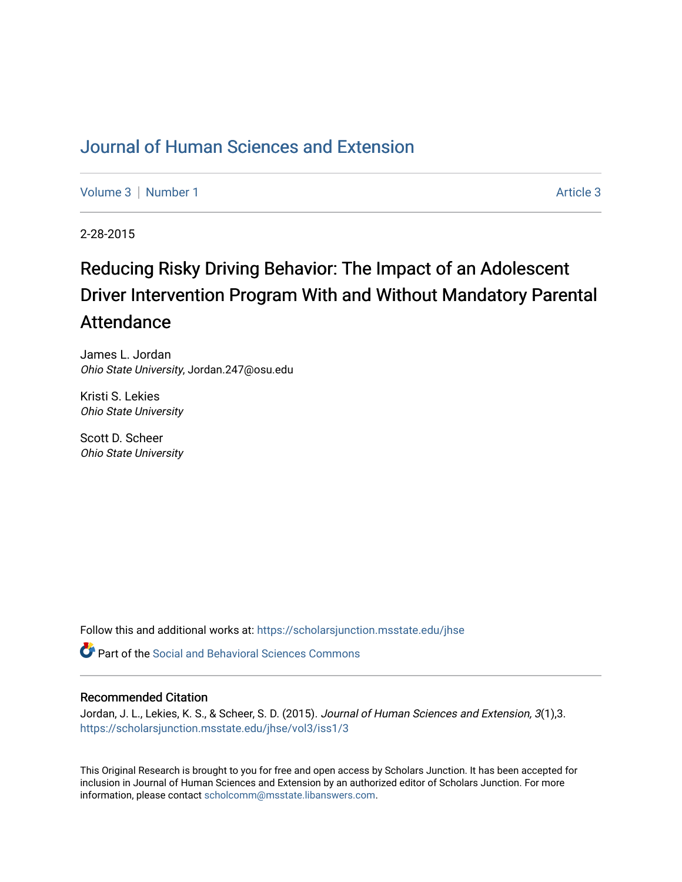# Journal of Human Sciences and Extension

Volume 3 | Number 1 Article 3

2-28-2015

## Reducing Risky Driving Behavior: The Impact of an Adolescent Driver Intervention Program With and Without Mandatory Parental Attendance

James L. Jordan
*Ohio State University*, Jordan.247@osu.edu

Kristi S. Lekies
*Ohio State University*

Scott D. Scheer
*Ohio State University*

Follow this and additional works at: https://scholarsjunction.msstate.edu/jhse

Part of the Social and Behavioral Sciences Commons

### Recommended Citation

Jordan, J. L., Lekies, K. S., & Scheer, S. D. (2015). *Journal of Human Sciences and Extension, 3*(1),3. https://scholarsjunction.msstate.edu/jhse/vol3/iss1/3

This Original Research is brought to you for free and open access by Scholars Junction. It has been accepted for inclusion in Journal of Human Sciences and Extension by an authorized editor of Scholars Junction. For more information, please contact scholcomm@msstate.libanswers.com.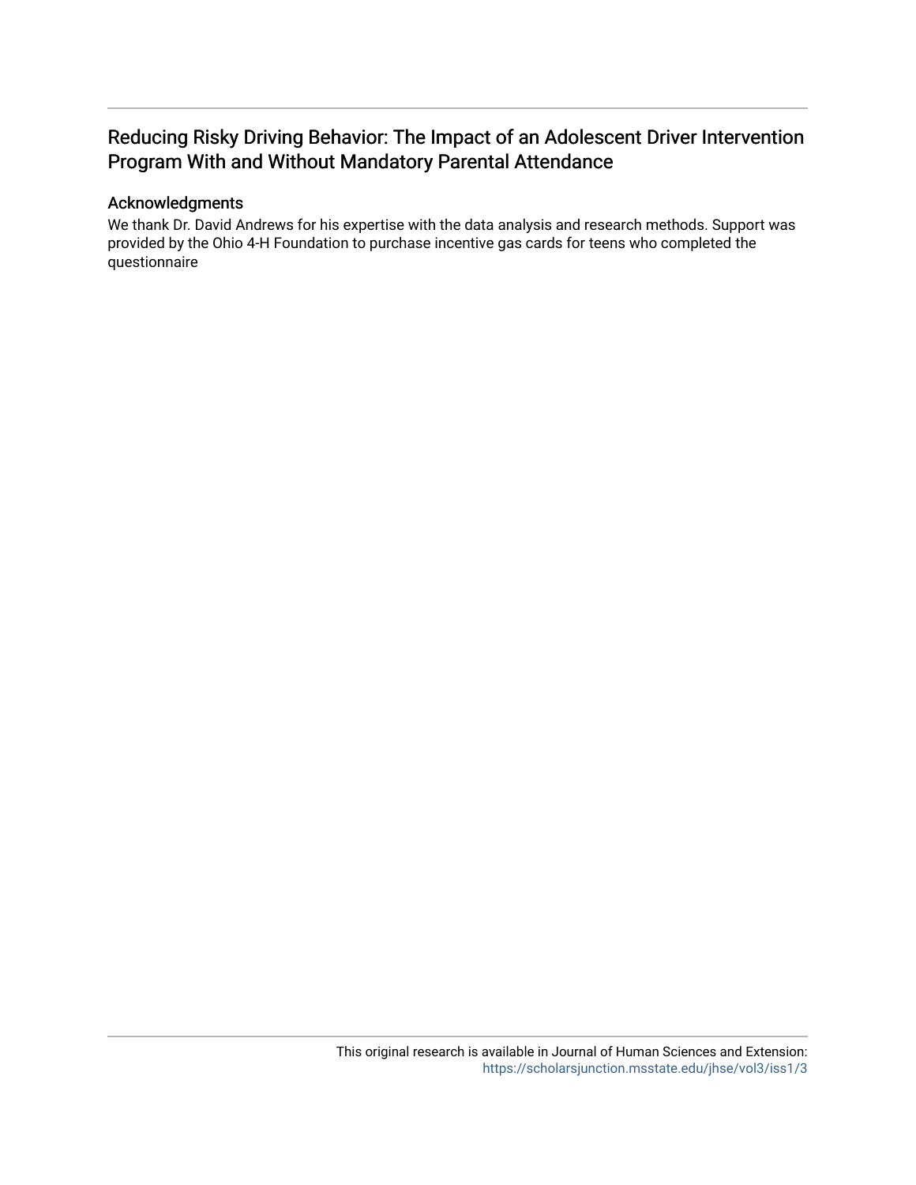# Reducing Risky Driving Behavior: The Impact of an Adolescent Driver Intervention Program With and Without Mandatory Parental Attendance

## Acknowledgments

We thank Dr. David Andrews for his expertise with the data analysis and research methods. Support was provided by the Ohio 4-H Foundation to purchase incentive gas cards for teens who completed the questionnaire

This original research is available in Journal of Human Sciences and Extension: https://scholarsjunction.msstate.edu/jhse/vol3/iss1/3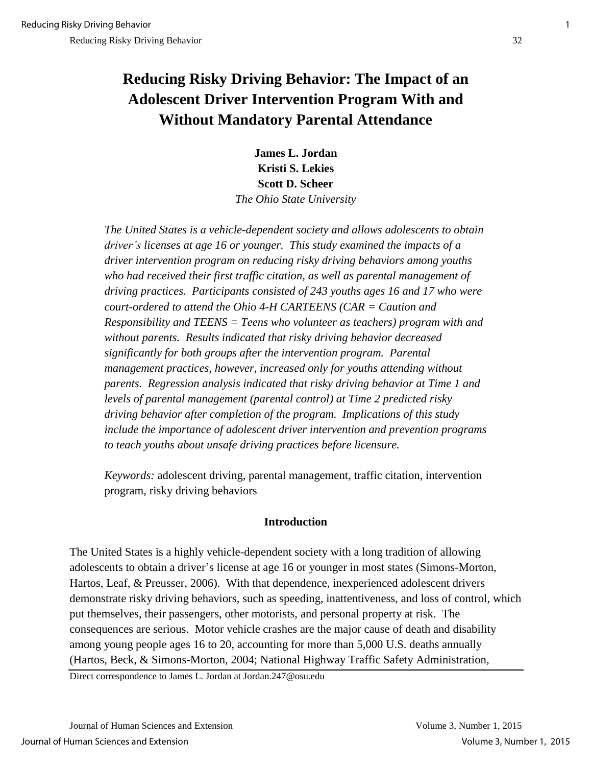# Reducing Risky Driving Behavior: The Impact of an Adolescent Driver Intervention Program With and Without Mandatory Parental Attendance

**James L. Jordan**
**Kristi S. Lekies**
**Scott D. Scheer**
*The Ohio State University*

*The United States is a vehicle-dependent society and allows adolescents to obtain driver's licenses at age 16 or younger. This study examined the impacts of a driver intervention program on reducing risky driving behaviors among youths who had received their first traffic citation, as well as parental management of driving practices. Participants consisted of 243 youths ages 16 and 17 who were court-ordered to attend the Ohio 4-H CARTEENS (CAR = Caution and Responsibility and TEENS = Teens who volunteer as teachers) program with and without parents. Results indicated that risky driving behavior decreased significantly for both groups after the intervention program. Parental management practices, however, increased only for youths attending without parents. Regression analysis indicated that risky driving behavior at Time 1 and levels of parental management (parental control) at Time 2 predicted risky driving behavior after completion of the program. Implications of this study include the importance of adolescent driver intervention and prevention programs to teach youths about unsafe driving practices before licensure.*

*Keywords:* adolescent driving, parental management, traffic citation, intervention program, risky driving behaviors

## Introduction

The United States is a highly vehicle-dependent society with a long tradition of allowing adolescents to obtain a driver's license at age 16 or younger in most states (Simons-Morton, Hartos, Leaf, & Preusser, 2006). With that dependence, inexperienced adolescent drivers demonstrate risky driving behaviors, such as speeding, inattentiveness, and loss of control, which put themselves, their passengers, other motorists, and personal property at risk. The consequences are serious. Motor vehicle crashes are the major cause of death and disability among young people ages 16 to 20, accounting for more than 5,000 U.S. deaths annually (Hartos, Beck, & Simons-Morton, 2004; National Highway Traffic Safety Administration,

Direct correspondence to James L. Jordan at Jordan.247@osu.edu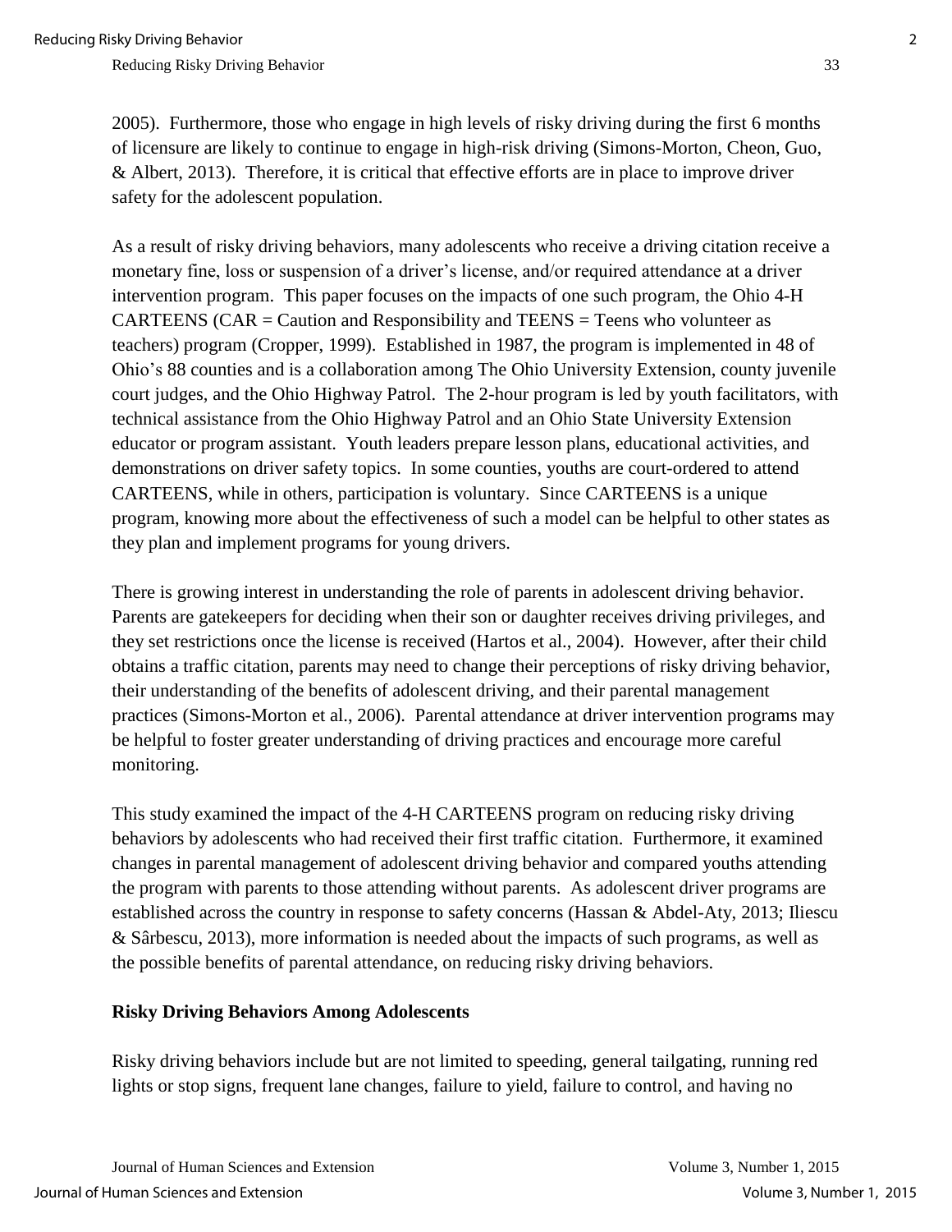2005). Furthermore, those who engage in high levels of risky driving during the first 6 months of licensure are likely to continue to engage in high-risk driving (Simons-Morton, Cheon, Guo, & Albert, 2013). Therefore, it is critical that effective efforts are in place to improve driver safety for the adolescent population.

As a result of risky driving behaviors, many adolescents who receive a driving citation receive a monetary fine, loss or suspension of a driver's license, and/or required attendance at a driver intervention program. This paper focuses on the impacts of one such program, the Ohio 4-H CARTEENS (CAR = Caution and Responsibility and TEENS = Teens who volunteer as teachers) program (Cropper, 1999). Established in 1987, the program is implemented in 48 of Ohio's 88 counties and is a collaboration among The Ohio University Extension, county juvenile court judges, and the Ohio Highway Patrol. The 2-hour program is led by youth facilitators, with technical assistance from the Ohio Highway Patrol and an Ohio State University Extension educator or program assistant. Youth leaders prepare lesson plans, educational activities, and demonstrations on driver safety topics. In some counties, youths are court-ordered to attend CARTEENS, while in others, participation is voluntary. Since CARTEENS is a unique program, knowing more about the effectiveness of such a model can be helpful to other states as they plan and implement programs for young drivers.

There is growing interest in understanding the role of parents in adolescent driving behavior. Parents are gatekeepers for deciding when their son or daughter receives driving privileges, and they set restrictions once the license is received (Hartos et al., 2004). However, after their child obtains a traffic citation, parents may need to change their perceptions of risky driving behavior, their understanding of the benefits of adolescent driving, and their parental management practices (Simons-Morton et al., 2006). Parental attendance at driver intervention programs may be helpful to foster greater understanding of driving practices and encourage more careful monitoring.

This study examined the impact of the 4-H CARTEENS program on reducing risky driving behaviors by adolescents who had received their first traffic citation. Furthermore, it examined changes in parental management of adolescent driving behavior and compared youths attending the program with parents to those attending without parents. As adolescent driver programs are established across the country in response to safety concerns (Hassan & Abdel-Aty, 2013; Iliescu & Sârbescu, 2013), more information is needed about the impacts of such programs, as well as the possible benefits of parental attendance, on reducing risky driving behaviors.

## Risky Driving Behaviors Among Adolescents

Risky driving behaviors include but are not limited to speeding, general tailgating, running red lights or stop signs, frequent lane changes, failure to yield, failure to control, and having no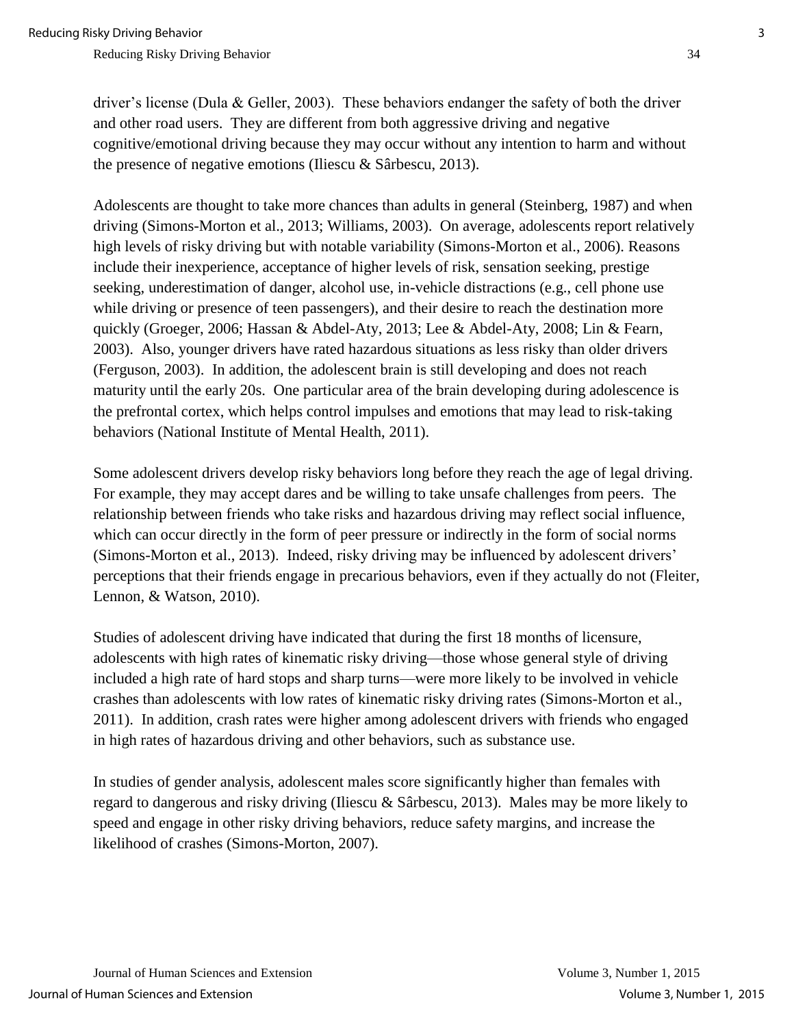driver's license (Dula & Geller, 2003). These behaviors endanger the safety of both the driver and other road users. They are different from both aggressive driving and negative cognitive/emotional driving because they may occur without any intention to harm and without the presence of negative emotions (Iliescu & Sârbescu, 2013).

Adolescents are thought to take more chances than adults in general (Steinberg, 1987) and when driving (Simons-Morton et al., 2013; Williams, 2003). On average, adolescents report relatively high levels of risky driving but with notable variability (Simons-Morton et al., 2006). Reasons include their inexperience, acceptance of higher levels of risk, sensation seeking, prestige seeking, underestimation of danger, alcohol use, in-vehicle distractions (e.g., cell phone use while driving or presence of teen passengers), and their desire to reach the destination more quickly (Groeger, 2006; Hassan & Abdel-Aty, 2013; Lee & Abdel-Aty, 2008; Lin & Fearn, 2003). Also, younger drivers have rated hazardous situations as less risky than older drivers (Ferguson, 2003). In addition, the adolescent brain is still developing and does not reach maturity until the early 20s. One particular area of the brain developing during adolescence is the prefrontal cortex, which helps control impulses and emotions that may lead to risk-taking behaviors (National Institute of Mental Health, 2011).

Some adolescent drivers develop risky behaviors long before they reach the age of legal driving. For example, they may accept dares and be willing to take unsafe challenges from peers. The relationship between friends who take risks and hazardous driving may reflect social influence, which can occur directly in the form of peer pressure or indirectly in the form of social norms (Simons-Morton et al., 2013). Indeed, risky driving may be influenced by adolescent drivers' perceptions that their friends engage in precarious behaviors, even if they actually do not (Fleiter, Lennon, & Watson, 2010).

Studies of adolescent driving have indicated that during the first 18 months of licensure, adolescents with high rates of kinematic risky driving—those whose general style of driving included a high rate of hard stops and sharp turns—were more likely to be involved in vehicle crashes than adolescents with low rates of kinematic risky driving rates (Simons-Morton et al., 2011). In addition, crash rates were higher among adolescent drivers with friends who engaged in high rates of hazardous driving and other behaviors, such as substance use.

In studies of gender analysis, adolescent males score significantly higher than females with regard to dangerous and risky driving (Iliescu & Sârbescu, 2013). Males may be more likely to speed and engage in other risky driving behaviors, reduce safety margins, and increase the likelihood of crashes (Simons-Morton, 2007).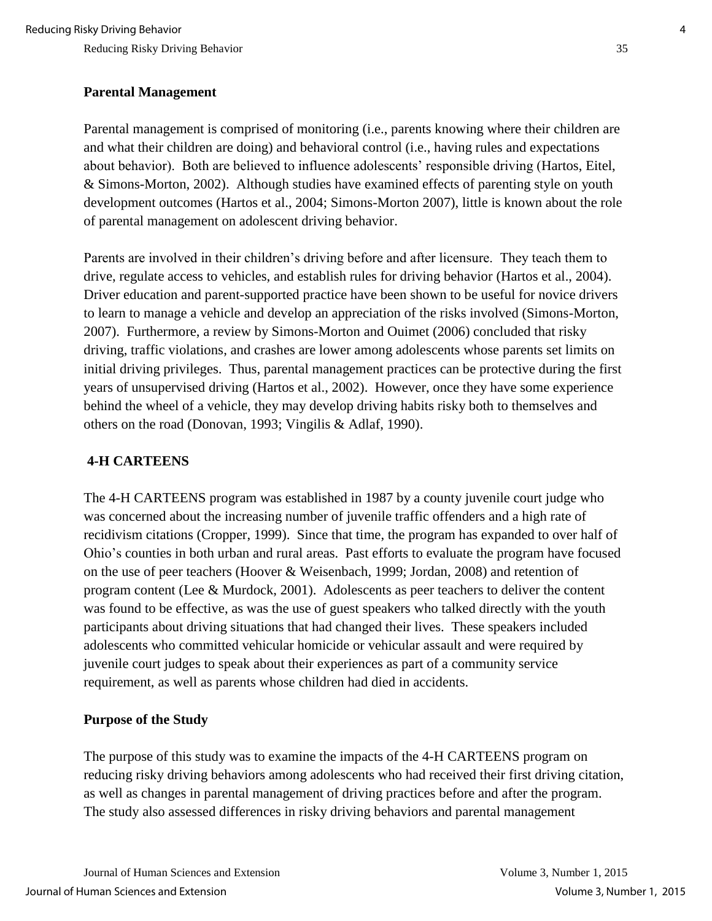### Parental Management

Parental management is comprised of monitoring (i.e., parents knowing where their children are and what their children are doing) and behavioral control (i.e., having rules and expectations about behavior). Both are believed to influence adolescents' responsible driving (Hartos, Eitel, & Simons-Morton, 2002). Although studies have examined effects of parenting style on youth development outcomes (Hartos et al., 2004; Simons-Morton 2007), little is known about the role of parental management on adolescent driving behavior.

Parents are involved in their children's driving before and after licensure. They teach them to drive, regulate access to vehicles, and establish rules for driving behavior (Hartos et al., 2004). Driver education and parent-supported practice have been shown to be useful for novice drivers to learn to manage a vehicle and develop an appreciation of the risks involved (Simons-Morton, 2007). Furthermore, a review by Simons-Morton and Ouimet (2006) concluded that risky driving, traffic violations, and crashes are lower among adolescents whose parents set limits on initial driving privileges. Thus, parental management practices can be protective during the first years of unsupervised driving (Hartos et al., 2002). However, once they have some experience behind the wheel of a vehicle, they may develop driving habits risky both to themselves and others on the road (Donovan, 1993; Vingilis & Adlaf, 1990).

## 4-H CARTEENS

The 4-H CARTEENS program was established in 1987 by a county juvenile court judge who was concerned about the increasing number of juvenile traffic offenders and a high rate of recidivism citations (Cropper, 1999). Since that time, the program has expanded to over half of Ohio's counties in both urban and rural areas. Past efforts to evaluate the program have focused on the use of peer teachers (Hoover & Weisenbach, 1999; Jordan, 2008) and retention of program content (Lee & Murdock, 2001). Adolescents as peer teachers to deliver the content was found to be effective, as was the use of guest speakers who talked directly with the youth participants about driving situations that had changed their lives. These speakers included adolescents who committed vehicular homicide or vehicular assault and were required by juvenile court judges to speak about their experiences as part of a community service requirement, as well as parents whose children had died in accidents.

### Purpose of the Study

The purpose of this study was to examine the impacts of the 4-H CARTEENS program on reducing risky driving behaviors among adolescents who had received their first driving citation, as well as changes in parental management of driving practices before and after the program. The study also assessed differences in risky driving behaviors and parental management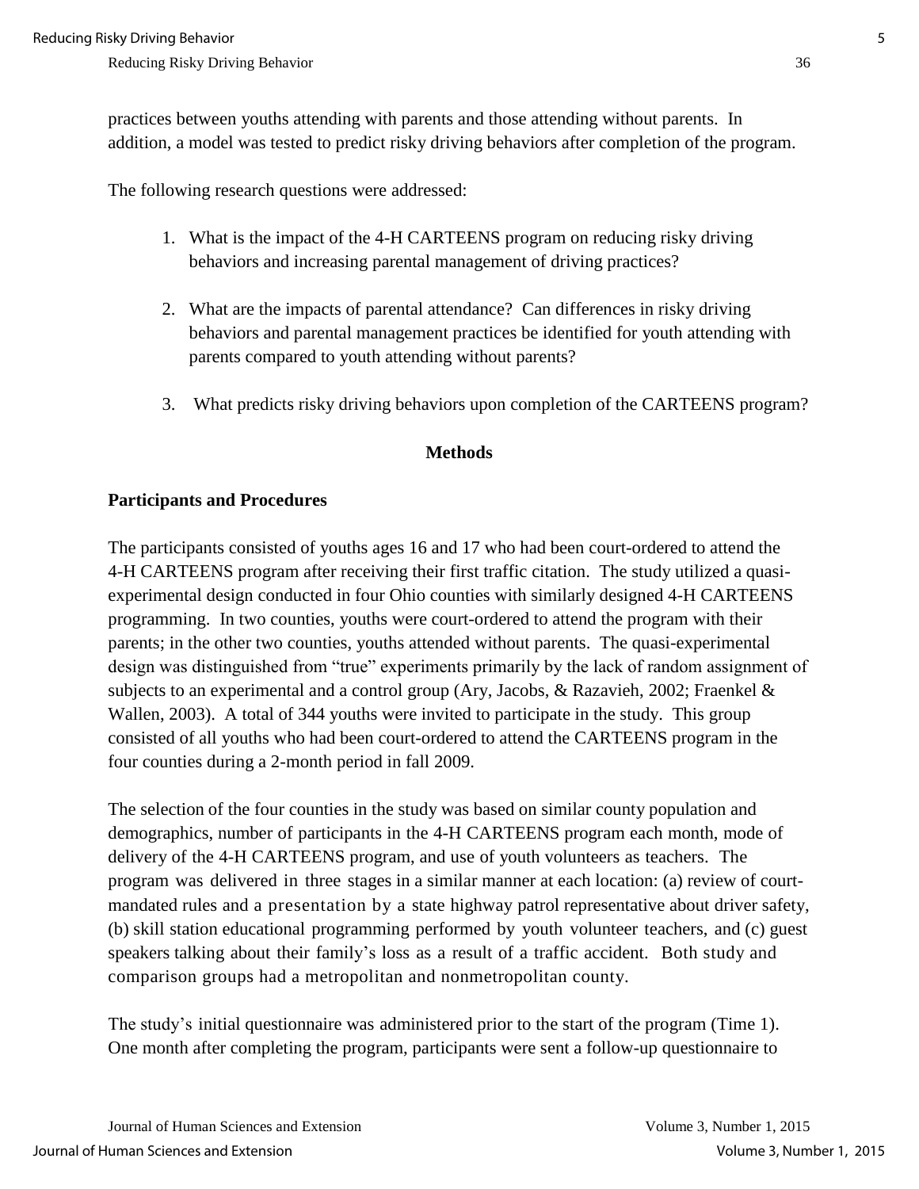practices between youths attending with parents and those attending without parents. In addition, a model was tested to predict risky driving behaviors after completion of the program.

The following research questions were addressed:

1. What is the impact of the 4-H CARTEENS program on reducing risky driving behaviors and increasing parental management of driving practices?
2. What are the impacts of parental attendance? Can differences in risky driving behaviors and parental management practices be identified for youth attending with parents compared to youth attending without parents?
3. What predicts risky driving behaviors upon completion of the CARTEENS program?

## Methods

### Participants and Procedures

The participants consisted of youths ages 16 and 17 who had been court-ordered to attend the 4-H CARTEENS program after receiving their first traffic citation. The study utilized a quasi-experimental design conducted in four Ohio counties with similarly designed 4-H CARTEENS programming. In two counties, youths were court-ordered to attend the program with their parents; in the other two counties, youths attended without parents. The quasi-experimental design was distinguished from "true" experiments primarily by the lack of random assignment of subjects to an experimental and a control group (Ary, Jacobs, & Razavieh, 2002; Fraenkel & Wallen, 2003). A total of 344 youths were invited to participate in the study. This group consisted of all youths who had been court-ordered to attend the CARTEENS program in the four counties during a 2-month period in fall 2009.

The selection of the four counties in the study was based on similar county population and demographics, number of participants in the 4-H CARTEENS program each month, mode of delivery of the 4-H CARTEENS program, and use of youth volunteers as teachers. The program was delivered in three stages in a similar manner at each location: (a) review of court-mandated rules and a presentation by a state highway patrol representative about driver safety, (b) skill station educational programming performed by youth volunteer teachers, and (c) guest speakers talking about their family's loss as a result of a traffic accident. Both study and comparison groups had a metropolitan and nonmetropolitan county.

The study's initial questionnaire was administered prior to the start of the program (Time 1). One month after completing the program, participants were sent a follow-up questionnaire to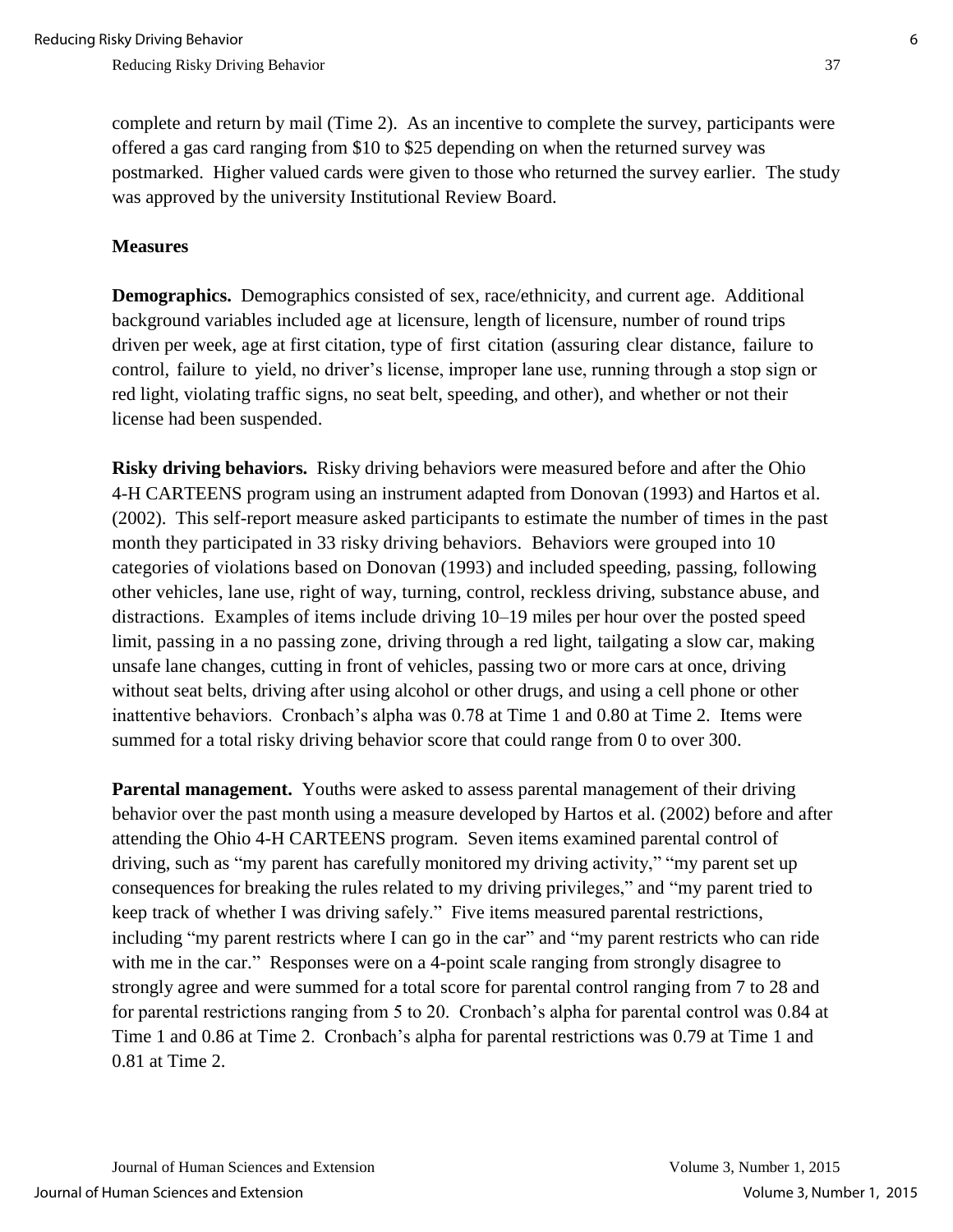complete and return by mail (Time 2). As an incentive to complete the survey, participants were offered a gas card ranging from $10 to $25 depending on when the returned survey was postmarked. Higher valued cards were given to those who returned the survey earlier. The study was approved by the university Institutional Review Board.

## Measures

**Demographics.** Demographics consisted of sex, race/ethnicity, and current age. Additional background variables included age at licensure, length of licensure, number of round trips driven per week, age at first citation, type of first citation (assuring clear distance, failure to control, failure to yield, no driver's license, improper lane use, running through a stop sign or red light, violating traffic signs, no seat belt, speeding, and other), and whether or not their license had been suspended.

**Risky driving behaviors.** Risky driving behaviors were measured before and after the Ohio 4-H CARTEENS program using an instrument adapted from Donovan (1993) and Hartos et al. (2002). This self-report measure asked participants to estimate the number of times in the past month they participated in 33 risky driving behaviors. Behaviors were grouped into 10 categories of violations based on Donovan (1993) and included speeding, passing, following other vehicles, lane use, right of way, turning, control, reckless driving, substance abuse, and distractions. Examples of items include driving 10–19 miles per hour over the posted speed limit, passing in a no passing zone, driving through a red light, tailgating a slow car, making unsafe lane changes, cutting in front of vehicles, passing two or more cars at once, driving without seat belts, driving after using alcohol or other drugs, and using a cell phone or other inattentive behaviors. Cronbach's alpha was 0.78 at Time 1 and 0.80 at Time 2. Items were summed for a total risky driving behavior score that could range from 0 to over 300.

**Parental management.** Youths were asked to assess parental management of their driving behavior over the past month using a measure developed by Hartos et al. (2002) before and after attending the Ohio 4-H CARTEENS program. Seven items examined parental control of driving, such as "my parent has carefully monitored my driving activity," "my parent set up consequences for breaking the rules related to my driving privileges," and "my parent tried to keep track of whether I was driving safely." Five items measured parental restrictions, including "my parent restricts where I can go in the car" and "my parent restricts who can ride with me in the car." Responses were on a 4-point scale ranging from strongly disagree to strongly agree and were summed for a total score for parental control ranging from 7 to 28 and for parental restrictions ranging from 5 to 20. Cronbach's alpha for parental control was 0.84 at Time 1 and 0.86 at Time 2. Cronbach's alpha for parental restrictions was 0.79 at Time 1 and 0.81 at Time 2.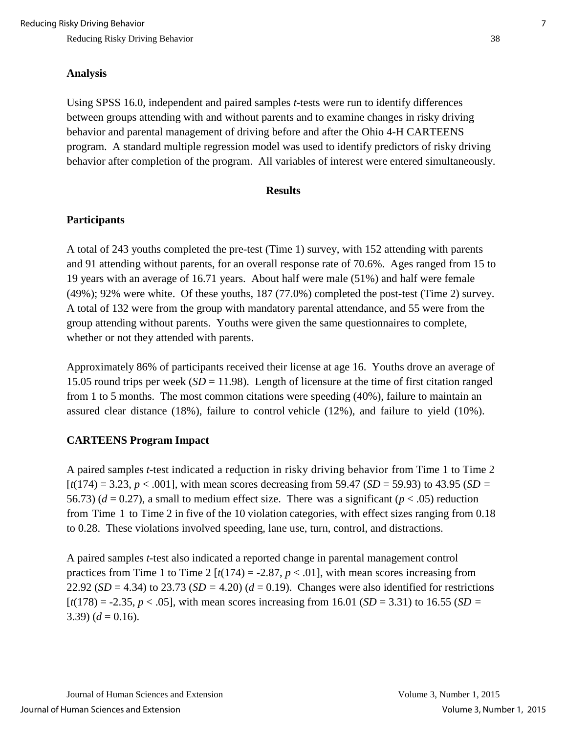## Analysis

Using SPSS 16.0, independent and paired samples *t*-tests were run to identify differences between groups attending with and without parents and to examine changes in risky driving behavior and parental management of driving before and after the Ohio 4-H CARTEENS program. A standard multiple regression model was used to identify predictors of risky driving behavior after completion of the program. All variables of interest were entered simultaneously.

# Results

## Participants

A total of 243 youths completed the pre-test (Time 1) survey, with 152 attending with parents and 91 attending without parents, for an overall response rate of 70.6%. Ages ranged from 15 to 19 years with an average of 16.71 years. About half were male (51%) and half were female (49%); 92% were white. Of these youths, 187 (77.0%) completed the post-test (Time 2) survey. A total of 132 were from the group with mandatory parental attendance, and 55 were from the group attending without parents. Youths were given the same questionnaires to complete, whether or not they attended with parents.

Approximately 86% of participants received their license at age 16. Youths drove an average of 15.05 round trips per week ($SD$ = 11.98). Length of licensure at the time of first citation ranged from 1 to 5 months. The most common citations were speeding (40%), failure to maintain an assured clear distance (18%), failure to control vehicle (12%), and failure to yield (10%).

## CARTEENS Program Impact

A paired samples *t*-test indicated a reduction in risky driving behavior from Time 1 to Time 2 [$t(174) = 3.23$, $p < .001$], with mean scores decreasing from 59.47 ($SD$ = 59.93) to 43.95 ($SD$ = 56.73) ($d$ = 0.27), a small to medium effect size. There was a significant ($p < .05$) reduction from Time 1 to Time 2 in five of the 10 violation categories, with effect sizes ranging from 0.18 to 0.28. These violations involved speeding, lane use, turn, control, and distractions.

A paired samples *t*-test also indicated a reported change in parental management control practices from Time 1 to Time 2 [$t(174) = -2.87$, $p < .01$], with mean scores increasing from 22.92 ($SD$ = 4.34) to 23.73 ($SD$ = 4.20) ($d$ = 0.19). Changes were also identified for restrictions [$t(178) = -2.35$, $p < .05$], with mean scores increasing from 16.01 ($SD$ = 3.31) to 16.55 ($SD$ = 3.39) ($d$ = 0.16).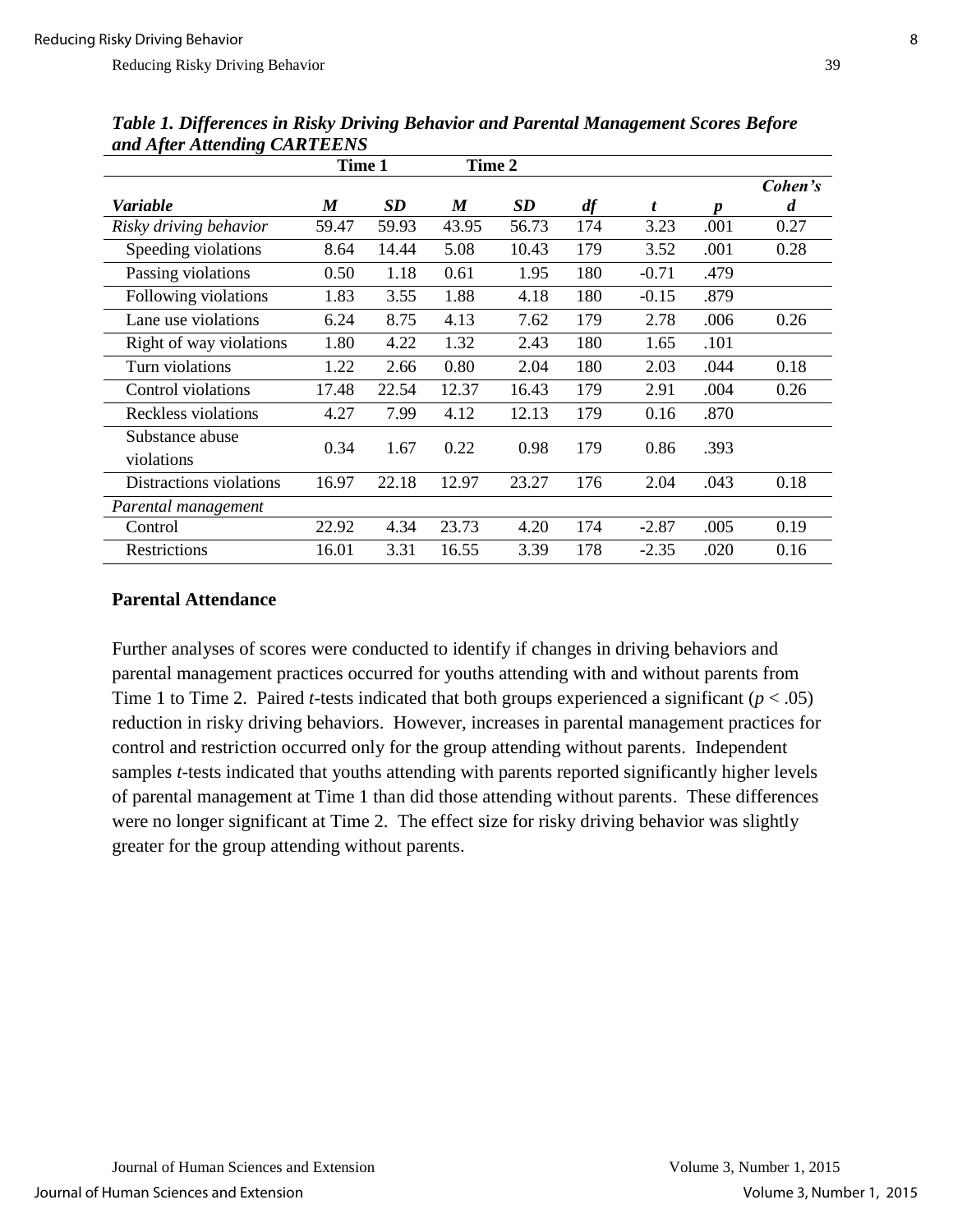***Table 1. Differences in Risky Driving Behavior and Parental Management Scores Before and After Attending CARTEENS***

| | Time 1 | | Time 2 | | | | | |
|---|---|---|---|---|---|---|---|---|
| ***Variable*** | ***M*** | ***SD*** | ***M*** | ***SD*** | ***df*** | ***t*** | ***p*** | ***Cohen's d*** |
| *Risky driving behavior* | 59.47 | 59.93 | 43.95 | 56.73 | 174 | 3.23 | .001 | 0.27 |
| Speeding violations | 8.64 | 14.44 | 5.08 | 10.43 | 179 | 3.52 | .001 | 0.28 |
| Passing violations | 0.50 | 1.18 | 0.61 | 1.95 | 180 | -0.71 | .479 | |
| Following violations | 1.83 | 3.55 | 1.88 | 4.18 | 180 | -0.15 | .879 | |
| Lane use violations | 6.24 | 8.75 | 4.13 | 7.62 | 179 | 2.78 | .006 | 0.26 |
| Right of way violations | 1.80 | 4.22 | 1.32 | 2.43 | 180 | 1.65 | .101 | |
| Turn violations | 1.22 | 2.66 | 0.80 | 2.04 | 180 | 2.03 | .044 | 0.18 |
| Control violations | 17.48 | 22.54 | 12.37 | 16.43 | 179 | 2.91 | .004 | 0.26 |
| Reckless violations | 4.27 | 7.99 | 4.12 | 12.13 | 179 | 0.16 | .870 | |
| Substance abuse violations | 0.34 | 1.67 | 0.22 | 0.98 | 179 | 0.86 | .393 | |
| Distractions violations | 16.97 | 22.18 | 12.97 | 23.27 | 176 | 2.04 | .043 | 0.18 |
| *Parental management* | | | | | | | | |
| Control | 22.92 | 4.34 | 23.73 | 4.20 | 174 | -2.87 | .005 | 0.19 |
| Restrictions | 16.01 | 3.31 | 16.55 | 3.39 | 178 | -2.35 | .020 | 0.16 |

## Parental Attendance

Further analyses of scores were conducted to identify if changes in driving behaviors and parental management practices occurred for youths attending with and without parents from Time 1 to Time 2. Paired *t*-tests indicated that both groups experienced a significant ($p < .05$) reduction in risky driving behaviors. However, increases in parental management practices for control and restriction occurred only for the group attending without parents. Independent samples *t*-tests indicated that youths attending with parents reported significantly higher levels of parental management at Time 1 than did those attending without parents. These differences were no longer significant at Time 2. The effect size for risky driving behavior was slightly greater for the group attending without parents.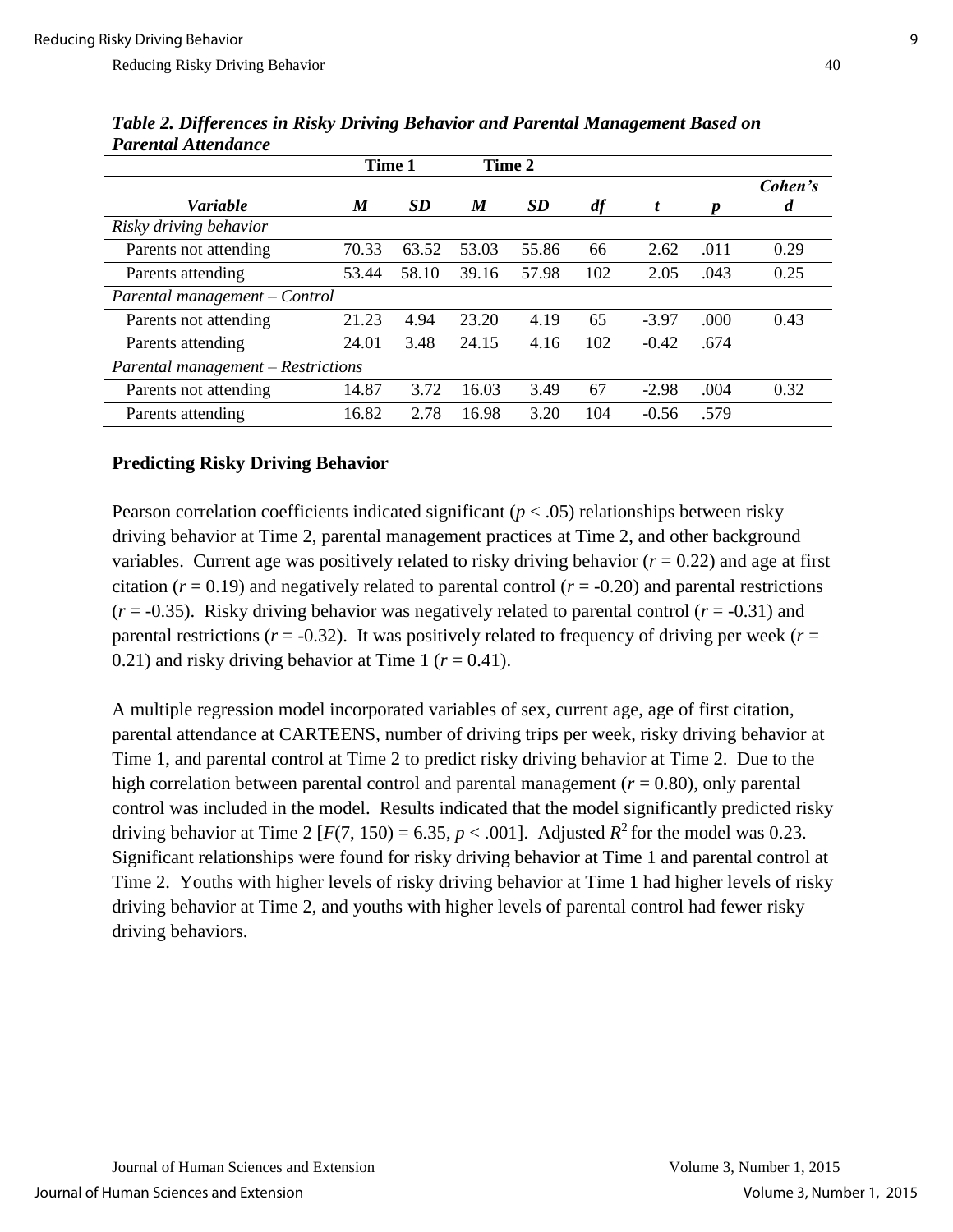***Table 2. Differences in Risky Driving Behavior and Parental Management Based on Parental Attendance***

| | Time 1 | | Time 2 | | | | | |
|---|---|---|---|---|---|---|---|---|
| ***Variable*** | ***M*** | ***SD*** | ***M*** | ***SD*** | ***df*** | ***t*** | ***p*** | ***Cohen's d*** |
| *Risky driving behavior* | | | | | | | | |
| Parents not attending | 70.33 | 63.52 | 53.03 | 55.86 | 66 | 2.62 | .011 | 0.29 |
| Parents attending | 53.44 | 58.10 | 39.16 | 57.98 | 102 | 2.05 | .043 | 0.25 |
| *Parental management – Control* | | | | | | | | |
| Parents not attending | 21.23 | 4.94 | 23.20 | 4.19 | 65 | -3.97 | .000 | 0.43 |
| Parents attending | 24.01 | 3.48 | 24.15 | 4.16 | 102 | -0.42 | .674 | |
| *Parental management – Restrictions* | | | | | | | | |
| Parents not attending | 14.87 | 3.72 | 16.03 | 3.49 | 67 | -2.98 | .004 | 0.32 |
| Parents attending | 16.82 | 2.78 | 16.98 | 3.20 | 104 | -0.56 | .579 | |

**Predicting Risky Driving Behavior**

Pearson correlation coefficients indicated significant ($p < .05$) relationships between risky driving behavior at Time 2, parental management practices at Time 2, and other background variables. Current age was positively related to risky driving behavior ($r = 0.22$) and age at first citation ($r = 0.19$) and negatively related to parental control ($r = -0.20$) and parental restrictions ($r = -0.35$). Risky driving behavior was negatively related to parental control ($r = -0.31$) and parental restrictions ($r = -0.32$). It was positively related to frequency of driving per week ($r = 0.21$) and risky driving behavior at Time 1 ($r = 0.41$).

A multiple regression model incorporated variables of sex, current age, age of first citation, parental attendance at CARTEENS, number of driving trips per week, risky driving behavior at Time 1, and parental control at Time 2 to predict risky driving behavior at Time 2. Due to the high correlation between parental control and parental management ($r = 0.80$), only parental control was included in the model. Results indicated that the model significantly predicted risky driving behavior at Time 2 [$F(7, 150) = 6.35$, $p < .001$]. Adjusted $R^2$ for the model was 0.23. Significant relationships were found for risky driving behavior at Time 1 and parental control at Time 2. Youths with higher levels of risky driving behavior at Time 1 had higher levels of risky driving behavior at Time 2, and youths with higher levels of parental control had fewer risky driving behaviors.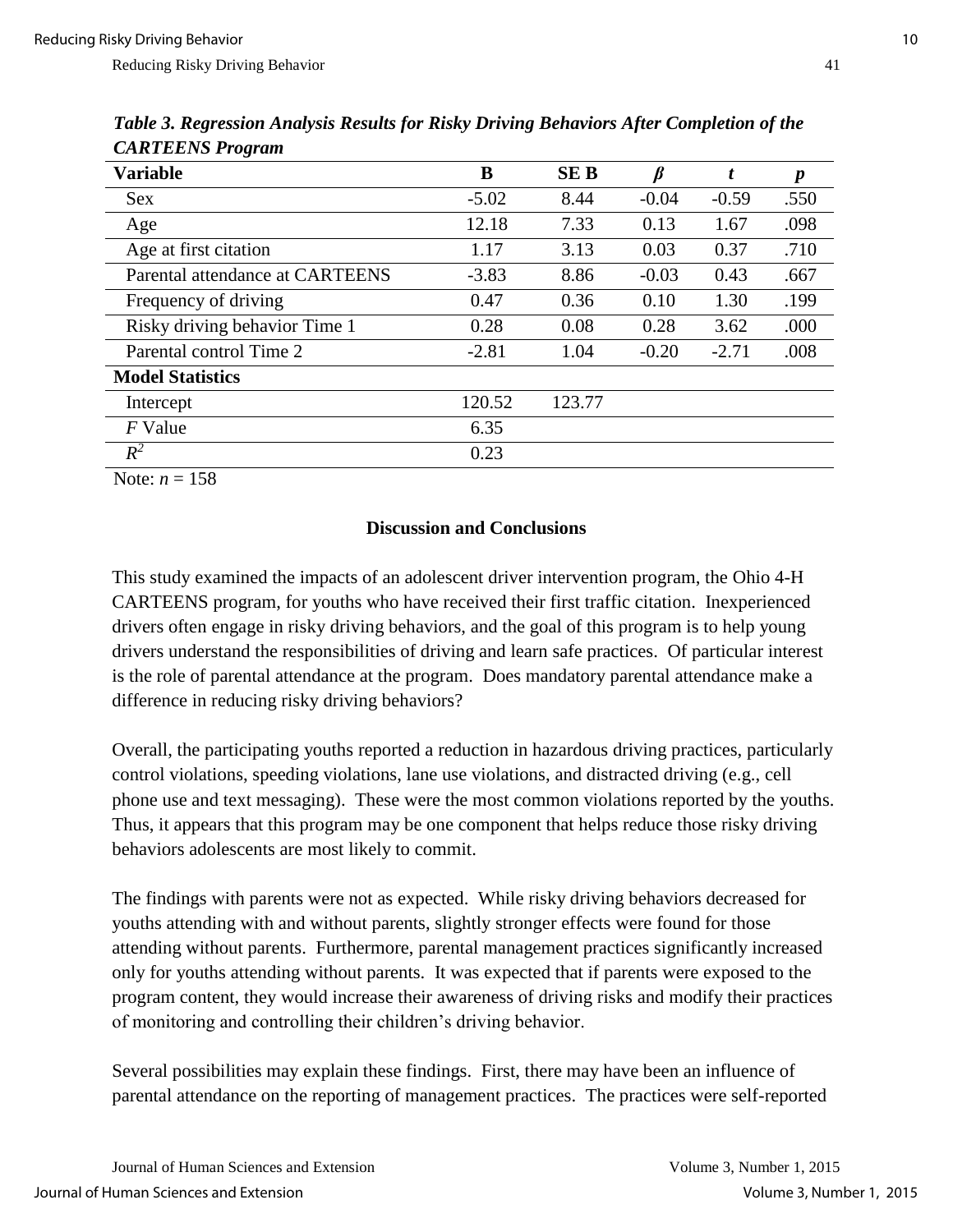***Table 3. Regression Analysis Results for Risky Driving Behaviors After Completion of the CARTEENS Program***

| **Variable** | **B** | **SE B** | ***β*** | ***t*** | ***p*** |
|---|---|---|---|---|---|
| Sex | -5.02 | 8.44 | -0.04 | -0.59 | .550 |
| Age | 12.18 | 7.33 | 0.13 | 1.67 | .098 |
| Age at first citation | 1.17 | 3.13 | 0.03 | 0.37 | .710 |
| Parental attendance at CARTEENS | -3.83 | 8.86 | -0.03 | 0.43 | .667 |
| Frequency of driving | 0.47 | 0.36 | 0.10 | 1.30 | .199 |
| Risky driving behavior Time 1 | 0.28 | 0.08 | 0.28 | 3.62 | .000 |
| Parental control Time 2 | -2.81 | 1.04 | -0.20 | -2.71 | .008 |
| **Model Statistics** | | | | | |
| Intercept | 120.52 | 123.77 | | | |
| *F* Value | 6.35 | | | | |
| $R^2$ | 0.23 | | | | |

Note: $n = 158$

## Discussion and Conclusions

This study examined the impacts of an adolescent driver intervention program, the Ohio 4-H CARTEENS program, for youths who have received their first traffic citation. Inexperienced drivers often engage in risky driving behaviors, and the goal of this program is to help young drivers understand the responsibilities of driving and learn safe practices. Of particular interest is the role of parental attendance at the program. Does mandatory parental attendance make a difference in reducing risky driving behaviors?

Overall, the participating youths reported a reduction in hazardous driving practices, particularly control violations, speeding violations, lane use violations, and distracted driving (e.g., cell phone use and text messaging). These were the most common violations reported by the youths. Thus, it appears that this program may be one component that helps reduce those risky driving behaviors adolescents are most likely to commit.

The findings with parents were not as expected. While risky driving behaviors decreased for youths attending with and without parents, slightly stronger effects were found for those attending without parents. Furthermore, parental management practices significantly increased only for youths attending without parents. It was expected that if parents were exposed to the program content, they would increase their awareness of driving risks and modify their practices of monitoring and controlling their children's driving behavior.

Several possibilities may explain these findings. First, there may have been an influence of parental attendance on the reporting of management practices. The practices were self-reported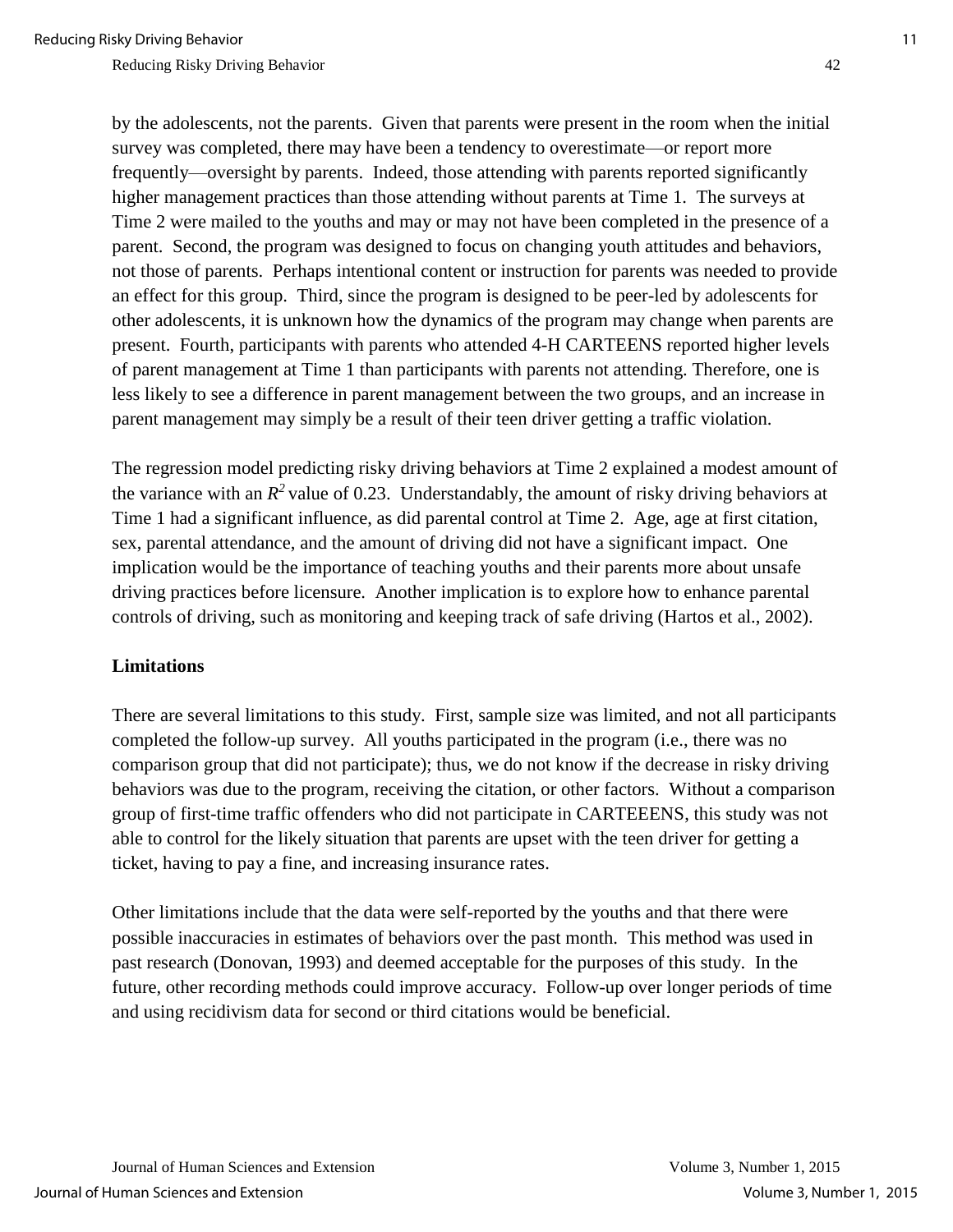by the adolescents, not the parents. Given that parents were present in the room when the initial survey was completed, there may have been a tendency to overestimate—or report more frequently—oversight by parents. Indeed, those attending with parents reported significantly higher management practices than those attending without parents at Time 1. The surveys at Time 2 were mailed to the youths and may or may not have been completed in the presence of a parent. Second, the program was designed to focus on changing youth attitudes and behaviors, not those of parents. Perhaps intentional content or instruction for parents was needed to provide an effect for this group. Third, since the program is designed to be peer-led by adolescents for other adolescents, it is unknown how the dynamics of the program may change when parents are present. Fourth, participants with parents who attended 4-H CARTEENS reported higher levels of parent management at Time 1 than participants with parents not attending. Therefore, one is less likely to see a difference in parent management between the two groups, and an increase in parent management may simply be a result of their teen driver getting a traffic violation.

The regression model predicting risky driving behaviors at Time 2 explained a modest amount of the variance with an $R^2$ value of 0.23. Understandably, the amount of risky driving behaviors at Time 1 had a significant influence, as did parental control at Time 2. Age, age at first citation, sex, parental attendance, and the amount of driving did not have a significant impact. One implication would be the importance of teaching youths and their parents more about unsafe driving practices before licensure. Another implication is to explore how to enhance parental controls of driving, such as monitoring and keeping track of safe driving (Hartos et al., 2002).

**Limitations**

There are several limitations to this study. First, sample size was limited, and not all participants completed the follow-up survey. All youths participated in the program (i.e., there was no comparison group that did not participate); thus, we do not know if the decrease in risky driving behaviors was due to the program, receiving the citation, or other factors. Without a comparison group of first-time traffic offenders who did not participate in CARTEEENS, this study was not able to control for the likely situation that parents are upset with the teen driver for getting a ticket, having to pay a fine, and increasing insurance rates.

Other limitations include that the data were self-reported by the youths and that there were possible inaccuracies in estimates of behaviors over the past month. This method was used in past research (Donovan, 1993) and deemed acceptable for the purposes of this study. In the future, other recording methods could improve accuracy. Follow-up over longer periods of time and using recidivism data for second or third citations would be beneficial.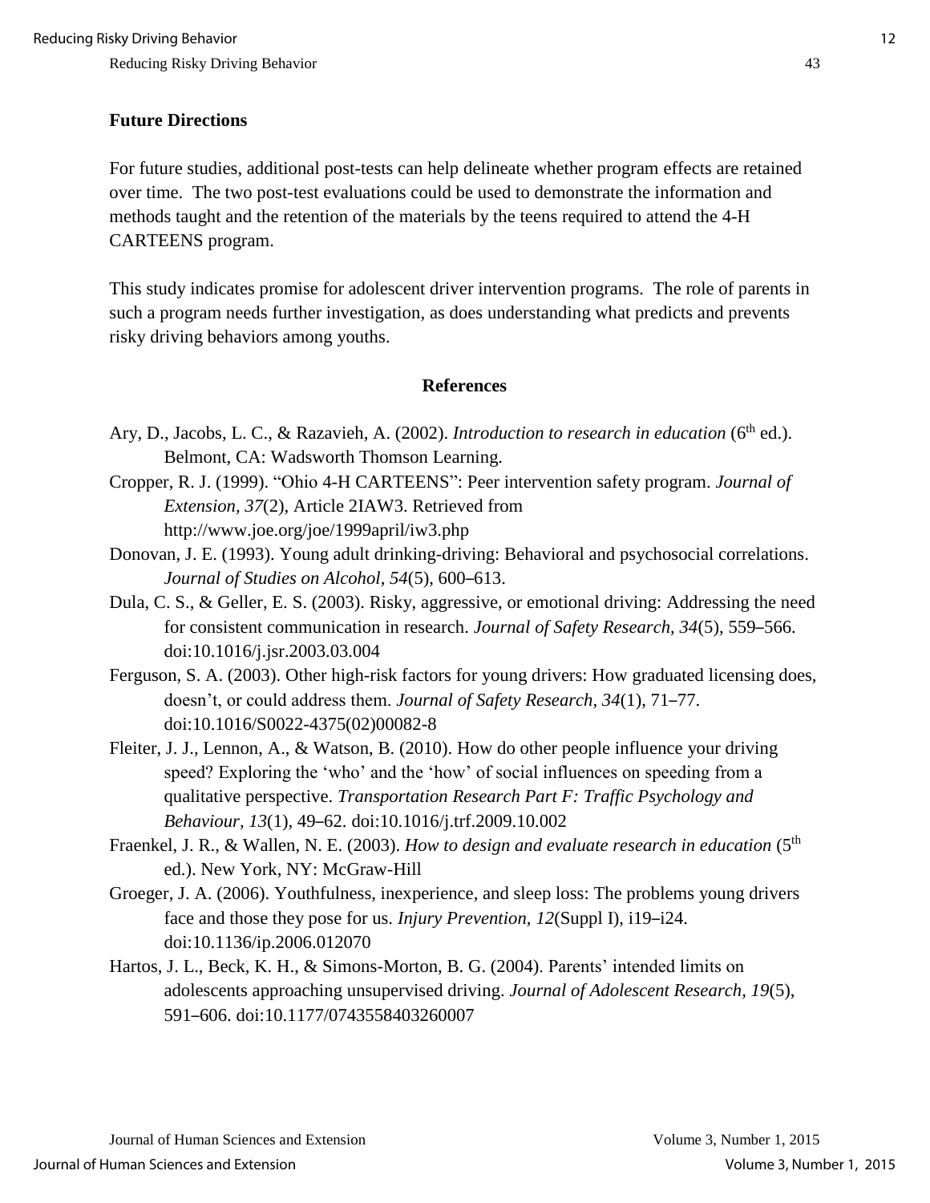## Future Directions

For future studies, additional post-tests can help delineate whether program effects are retained over time. The two post-test evaluations could be used to demonstrate the information and methods taught and the retention of the materials by the teens required to attend the 4-H CARTEENS program.

This study indicates promise for adolescent driver intervention programs. The role of parents in such a program needs further investigation, as does understanding what predicts and prevents risky driving behaviors among youths.

## References

Ary, D., Jacobs, L. C., & Razavieh, A. (2002). *Introduction to research in education* (6th ed.). Belmont, CA: Wadsworth Thomson Learning.

Cropper, R. J. (1999). "Ohio 4-H CARTEENS": Peer intervention safety program. *Journal of Extension, 37*(2), Article 2IAW3. Retrieved from http://www.joe.org/joe/1999april/iw3.php

Donovan, J. E. (1993). Young adult drinking-driving: Behavioral and psychosocial correlations. *Journal of Studies on Alcohol, 54*(5), 600–613.

Dula, C. S., & Geller, E. S. (2003). Risky, aggressive, or emotional driving: Addressing the need for consistent communication in research. *Journal of Safety Research, 34*(5), 559–566. doi:10.1016/j.jsr.2003.03.004

Ferguson, S. A. (2003). Other high-risk factors for young drivers: How graduated licensing does, doesn't, or could address them. *Journal of Safety Research, 34*(1), 71–77. doi:10.1016/S0022-4375(02)00082-8

Fleiter, J. J., Lennon, A., & Watson, B. (2010). How do other people influence your driving speed? Exploring the 'who' and the 'how' of social influences on speeding from a qualitative perspective. *Transportation Research Part F: Traffic Psychology and Behaviour, 13*(1), 49–62. doi:10.1016/j.trf.2009.10.002

Fraenkel, J. R., & Wallen, N. E. (2003). *How to design and evaluate research in education* (5th ed.). New York, NY: McGraw-Hill

Groeger, J. A. (2006). Youthfulness, inexperience, and sleep loss: The problems young drivers face and those they pose for us. *Injury Prevention, 12*(Suppl I), i19–i24. doi:10.1136/ip.2006.012070

Hartos, J. L., Beck, K. H., & Simons-Morton, B. G. (2004). Parents' intended limits on adolescents approaching unsupervised driving. *Journal of Adolescent Research, 19*(5), 591–606. doi:10.1177/0743558403260007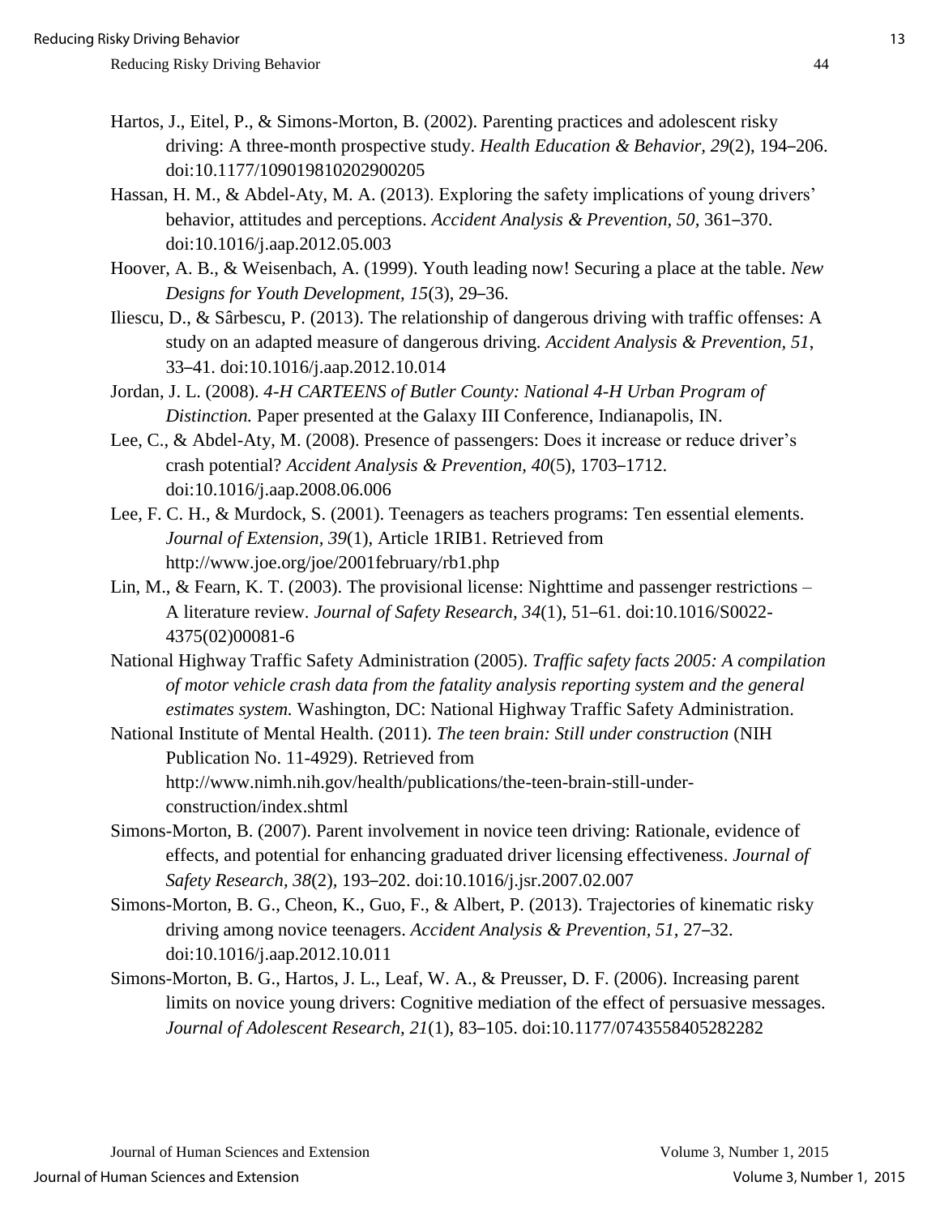Hartos, J., Eitel, P., & Simons-Morton, B. (2002). Parenting practices and adolescent risky driving: A three-month prospective study. *Health Education & Behavior, 29*(2), 194–206. doi:10.1177/109019810202900205

Hassan, H. M., & Abdel-Aty, M. A. (2013). Exploring the safety implications of young drivers' behavior, attitudes and perceptions. *Accident Analysis & Prevention, 50*, 361–370. doi:10.1016/j.aap.2012.05.003

Hoover, A. B., & Weisenbach, A. (1999). Youth leading now! Securing a place at the table. *New Designs for Youth Development, 15*(3), 29–36.

Iliescu, D., & Sârbescu, P. (2013). The relationship of dangerous driving with traffic offenses: A study on an adapted measure of dangerous driving. *Accident Analysis & Prevention, 51*, 33–41. doi:10.1016/j.aap.2012.10.014

Jordan, J. L. (2008). *4-H CARTEENS of Butler County: National 4-H Urban Program of Distinction.* Paper presented at the Galaxy III Conference, Indianapolis, IN.

Lee, C., & Abdel-Aty, M. (2008). Presence of passengers: Does it increase or reduce driver's crash potential? *Accident Analysis & Prevention, 40*(5), 1703–1712. doi:10.1016/j.aap.2008.06.006

Lee, F. C. H., & Murdock, S. (2001). Teenagers as teachers programs: Ten essential elements. *Journal of Extension, 39*(1), Article 1RIB1. Retrieved from http://www.joe.org/joe/2001february/rb1.php

Lin, M., & Fearn, K. T. (2003). The provisional license: Nighttime and passenger restrictions – A literature review. *Journal of Safety Research, 34*(1), 51–61. doi:10.1016/S0022-4375(02)00081-6

National Highway Traffic Safety Administration (2005). *Traffic safety facts 2005: A compilation of motor vehicle crash data from the fatality analysis reporting system and the general estimates system.* Washington, DC: National Highway Traffic Safety Administration.

National Institute of Mental Health. (2011). *The teen brain: Still under construction* (NIH Publication No. 11-4929). Retrieved from http://www.nimh.nih.gov/health/publications/the-teen-brain-still-under-construction/index.shtml

Simons-Morton, B. (2007). Parent involvement in novice teen driving: Rationale, evidence of effects, and potential for enhancing graduated driver licensing effectiveness. *Journal of Safety Research, 38*(2), 193–202. doi:10.1016/j.jsr.2007.02.007

Simons-Morton, B. G., Cheon, K., Guo, F., & Albert, P. (2013). Trajectories of kinematic risky driving among novice teenagers. *Accident Analysis & Prevention, 51*, 27–32. doi:10.1016/j.aap.2012.10.011

Simons-Morton, B. G., Hartos, J. L., Leaf, W. A., & Preusser, D. F. (2006). Increasing parent limits on novice young drivers: Cognitive mediation of the effect of persuasive messages. *Journal of Adolescent Research, 21*(1), 83–105. doi:10.1177/0743558405282282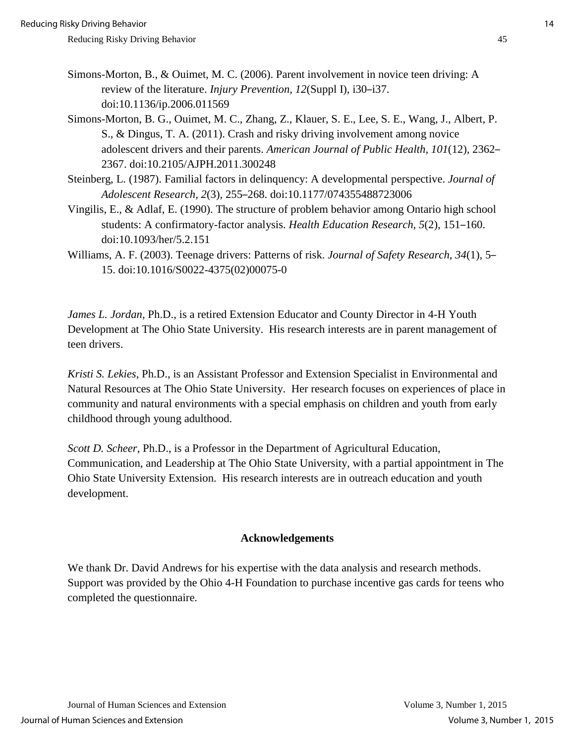Simons-Morton, B., & Ouimet, M. C. (2006). Parent involvement in novice teen driving: A review of the literature. *Injury Prevention, 12*(Suppl I), i30–i37. doi:10.1136/ip.2006.011569

Simons-Morton, B. G., Ouimet, M. C., Zhang, Z., Klauer, S. E., Lee, S. E., Wang, J., Albert, P. S., & Dingus, T. A. (2011). Crash and risky driving involvement among novice adolescent drivers and their parents. *American Journal of Public Health, 101*(12), 2362–2367. doi:10.2105/AJPH.2011.300248

Steinberg, L. (1987). Familial factors in delinquency: A developmental perspective. *Journal of Adolescent Research, 2*(3), 255–268. doi:10.1177/074355488723006

Vingilis, E., & Adlaf, E. (1990). The structure of problem behavior among Ontario high school students: A confirmatory-factor analysis. *Health Education Research, 5*(2), 151–160. doi:10.1093/her/5.2.151

Williams, A. F. (2003). Teenage drivers: Patterns of risk. *Journal of Safety Research, 34*(1), 5–15. doi:10.1016/S0022-4375(02)00075-0

*James L. Jordan*, Ph.D., is a retired Extension Educator and County Director in 4-H Youth Development at The Ohio State University. His research interests are in parent management of teen drivers.

*Kristi S. Lekies*, Ph.D., is an Assistant Professor and Extension Specialist in Environmental and Natural Resources at The Ohio State University. Her research focuses on experiences of place in community and natural environments with a special emphasis on children and youth from early childhood through young adulthood.

*Scott D. Scheer*, Ph.D., is a Professor in the Department of Agricultural Education, Communication, and Leadership at The Ohio State University, with a partial appointment in The Ohio State University Extension. His research interests are in outreach education and youth development.

## Acknowledgements

We thank Dr. David Andrews for his expertise with the data analysis and research methods. Support was provided by the Ohio 4-H Foundation to purchase incentive gas cards for teens who completed the questionnaire.